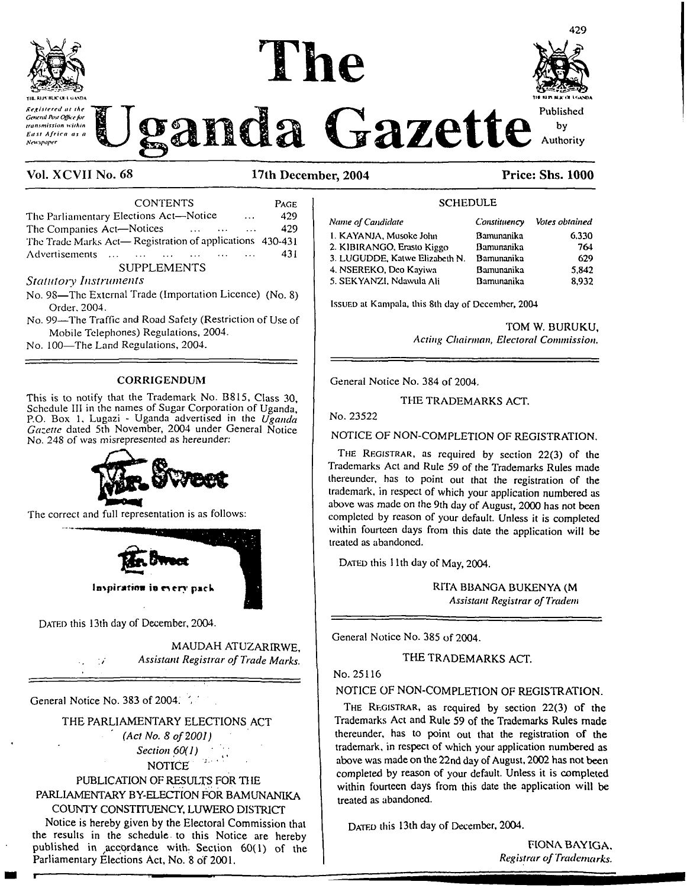# The Uganda Gazette

*Registered at the General Post Office for transmission within East Africa as a Newspaper*

Published by Authority

**Vol. XCVII No. 68** **17th December, 2004** **Price: Shs. 1000**

| CONTENTS | PAGE |
|---|---|
| The Parliamentary Elections Act—Notice ... | 429 |
| The Companies Act—Notices ... ... ... | 429 |
| The Trade Marks Act— Registration of applications | 430-431 |
| Advertisements ... ... ... ... ... ... ... | 431 |

SUPPLEMENTS

*Statutory Instruments*

No. 98—The External Trade (Importation Licence) (No. 8) Order, 2004.

No. 99—The Traffic and Road Safety (Restriction of Use of Mobile Telephones) Regulations, 2004.

No. 100—The Land Regulations, 2004.

## CORRIGENDUM

This is to notify that the Trademark No. B815, Class 30, Schedule III in the names of Sugar Corporation of Uganda, P.O. Box 1, Lugazi - Uganda advertised in the *Uganda Gazette* dated 5th November, 2004 under General Notice No. 248 of was misrepresented as hereunder:

Mr. Sweet

The correct and full representation is as follows:

Mr. Sweet

Inspiration in every pack

DATED this 13th day of December, 2004.

MAUDAH ATUZARIRWE,
*Assistant Registrar of Trade Marks.*

---

General Notice No. 383 of 2004.

### THE PARLIAMENTARY ELECTIONS ACT

*(Act No. 8 of 2001)*

*Section 60(1)*

NOTICE

### PUBLICATION OF RESULTS FOR THE PARLIAMENTARY BY-ELECTION FOR BAMUNANIKA COUNTY CONSTITUENCY, LUWERO DISTRICT

Notice is hereby given by the Electoral Commission that the results in the schedule to this Notice are hereby published in accordance with Section 60(1) of the Parliamentary Elections Act, No. 8 of 2001.

SCHEDULE

| *Name of Candidate* | *Constituency* | *Votes obtained* |
|---|---|---|
| 1. KAYANJA, Musoke John | Bamunanika | 6,330 |
| 2. KIBIRANGO, Erasto Kiggo | Bamunanika | 764 |
| 3. LUGUDDE, Katwe Elizabeth N. | Bamunanika | 629 |
| 4. NSEREKO, Deo Kayiwa | Bamunanika | 5,842 |
| 5. SEKYANZI, Ndawula Ali | Bamunanika | 8,932 |

ISSUED at Kampala, this 8th day of December, 2004

TOM W. BURUKU,
*Acting Chairman, Electoral Commission.*

---

General Notice No. 384 of 2004.

### THE TRADEMARKS ACT.

No. 23522

NOTICE OF NON-COMPLETION OF REGISTRATION.

THE REGISTRAR, as required by section 22(3) of the Trademarks Act and Rule 59 of the Trademarks Rules made thereunder, has to point out that the registration of the trademark, in respect of which your application numbered as above was made on the 9th day of August, 2000 has not been completed by reason of your default. Unless it is completed within fourteen days from this date the application will be treated as abandoned.

DATED this 11th day of May, 2004.

RITA BBANGA BUKENYA (M
*Assistant Registrar of Tradem*

---

General Notice No. 385 of 2004.

### THE TRADEMARKS ACT.

No. 25116

NOTICE OF NON-COMPLETION OF REGISTRATION.

THE REGISTRAR, as required by section 22(3) of the Trademarks Act and Rule 59 of the Trademarks Rules made thereunder, has to point out that the registration of the trademark, in respect of which your application numbered as above was made on the 22nd day of August, 2002 has not been completed by reason of your default. Unless it is completed within fourteen days from this date the application will be treated as abandoned.

DATED this 13th day of December, 2004.

FIONA BAYIGA,
*Registrar of Trademarks.*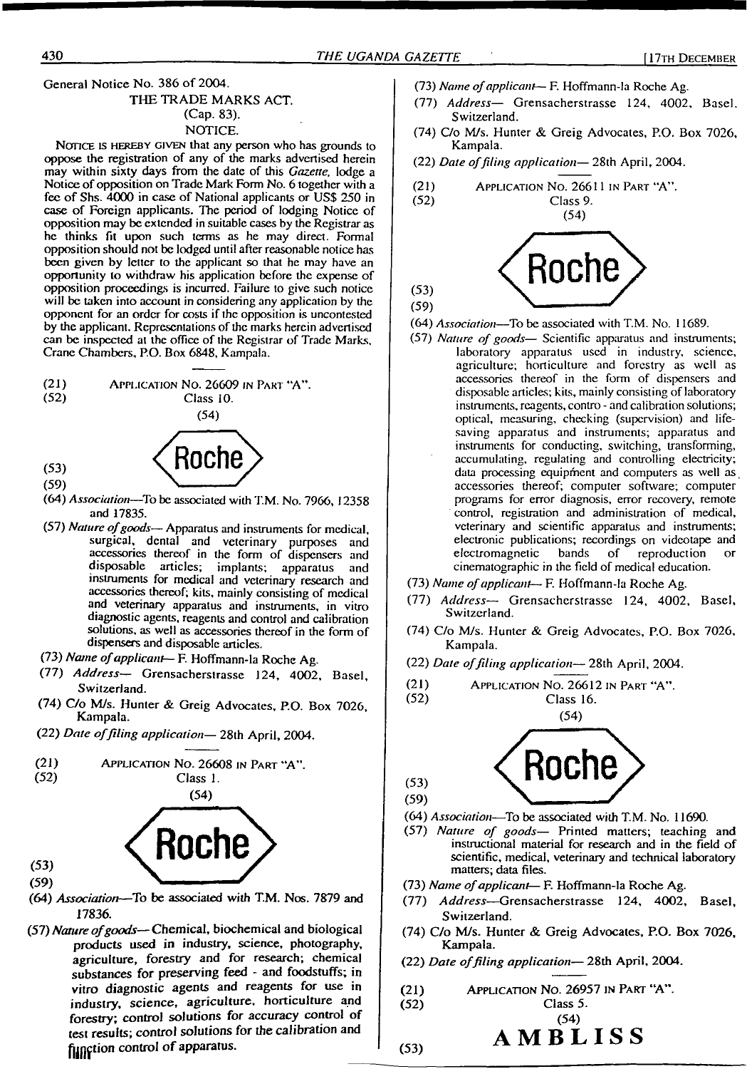General Notice No. 386 of 2004.

THE TRADE MARKS ACT.

(Cap. 83).

NOTICE.

NOTICE IS HEREBY GIVEN that any person who has grounds to oppose the registration of any of the marks advertised herein may within sixty days from the date of this *Gazette*, lodge a Notice of opposition on Trade Mark Form No. 6 together with a fee of Shs. 4000 in case of National applicants or US$ 250 in case of Foreign applicants. The period of lodging Notice of opposition may be extended in suitable cases by the Registrar as he thinks fit upon such terms as he may direct. Formal opposition should not be lodged until after reasonable notice has been given by letter to the applicant so that he may have an opportunity to withdraw his application before the expense of opposition proceedings is incurred. Failure to give such notice will be taken into account in considering any application by the opponent for an order for costs if the opposition is uncontested by the applicant. Representations of the marks herein advertised can be inspected at the office of the Registrar of Trade Marks, Crane Chambers, P.O. Box 6848, Kampala.

---

(21) APPLICATION NO. 26609 IN PART "A".

(52) Class 10.

(54)

Roche

(53)

(59)

(64) *Association*—To be associated with T.M. No. 7966, 12358 and 17835.

(57) *Nature of goods*— Apparatus and instruments for medical, surgical, dental and veterinary purposes and accessories thereof in the form of dispensers and disposable articles; implants; apparatus and instruments for medical and veterinary research and accessories thereof; kits, mainly consisting of medical and veterinary apparatus and instruments, in vitro diagnostic agents, reagents and control and calibration solutions, as well as accessories thereof in the form of dispensers and disposable articles.

(73) *Name of applicant*— F. Hoffmann-la Roche Ag.

(77) *Address*— Grensacherstrasse 124, 4002, Basel, Switzerland.

(74) C/o M/s. Hunter & Greig Advocates, P.O. Box 7026, Kampala.

(22) *Date of filing application*— 28th April, 2004.

---

(21) APPLICATION NO. 26608 IN PART "A".

(52) Class 1.

(54)

Roche

(53)

(59)

(64) *Association*—To be associated with T.M. Nos. 7879 and 17836.

(57) *Nature of goods*— Chemical, biochemical and biological products used in industry, science, photography, agriculture, forestry and for research; chemical substances for preserving feed - and foodstuffs; in vitro diagnostic agents and reagents for use in industry, science, agriculture, horticulture and forestry; control solutions for accuracy control of test results; control solutions for the calibration and function control of apparatus.

(73) *Name of applicant*— F. Hoffmann-la Roche Ag.

(77) *Address*— Grensacherstrasse 124, 4002, Basel, Switzerland.

(74) C/o M/s. Hunter & Greig Advocates, P.O. Box 7026, Kampala.

(22) *Date of filing application*— 28th April, 2004.

---

(21) APPLICATION NO. 26611 IN PART "A".

(52) Class 9.

(54)

Roche

(53)

(59)

(64) *Association*—To be associated with T.M. No. 11689.

(57) *Nature of goods*— Scientific apparatus and instruments; laboratory apparatus used in industry, science, agriculture; horticulture and forestry as well as accessories thereof in the form of dispensers and disposable articles; kits, mainly consisting of laboratory instruments, reagents, contro - and calibration solutions; optical, measuring, checking (supervision) and life-saving apparatus and instruments; apparatus and instruments for conducting, switching, transforming, accumulating, regulating and controlling electricity; data processing equipment and computers as well as accessories thereof; computer software; computer programs for error diagnosis, error recovery, remote control, registration and administration of medical, veterinary and scientific apparatus and instruments; electronic publications; recordings on videotape and electromagnetic bands of reproduction or cinematographic in the field of medical education.

(73) *Name of applicant*— F. Hoffmann-la Roche Ag.

(77) *Address*— Grensacherstrasse 124, 4002, Basel, Switzerland.

(74) C/o M/s. Hunter & Greig Advocates, P.O. Box 7026, Kampala.

(22) *Date of filing application*— 28th April, 2004.

---

(21) APPLICATION NO. 26612 IN PART "A".

(52) Class 16.

(54)

Roche

(53)

(59)

(64) *Association*—To be associated with T.M. No. 11690.

(57) *Nature of goods*— Printed matters; teaching and instructional material for research and in the field of scientific, medical, veterinary and technical laboratory matters; data files.

(73) *Name of applicant*— F. Hoffmann-la Roche Ag.

(77) *Address*—Grensacherstrasse 124, 4002, Basel, Switzerland.

(74) C/o M/s. Hunter & Greig Advocates, P.O. Box 7026, Kampala.

(22) *Date of filing application*— 28th April, 2004.

---

(21) APPLICATION NO. 26957 IN PART "A".

(52) Class 5.

(54)

**AMBLISS**

(53)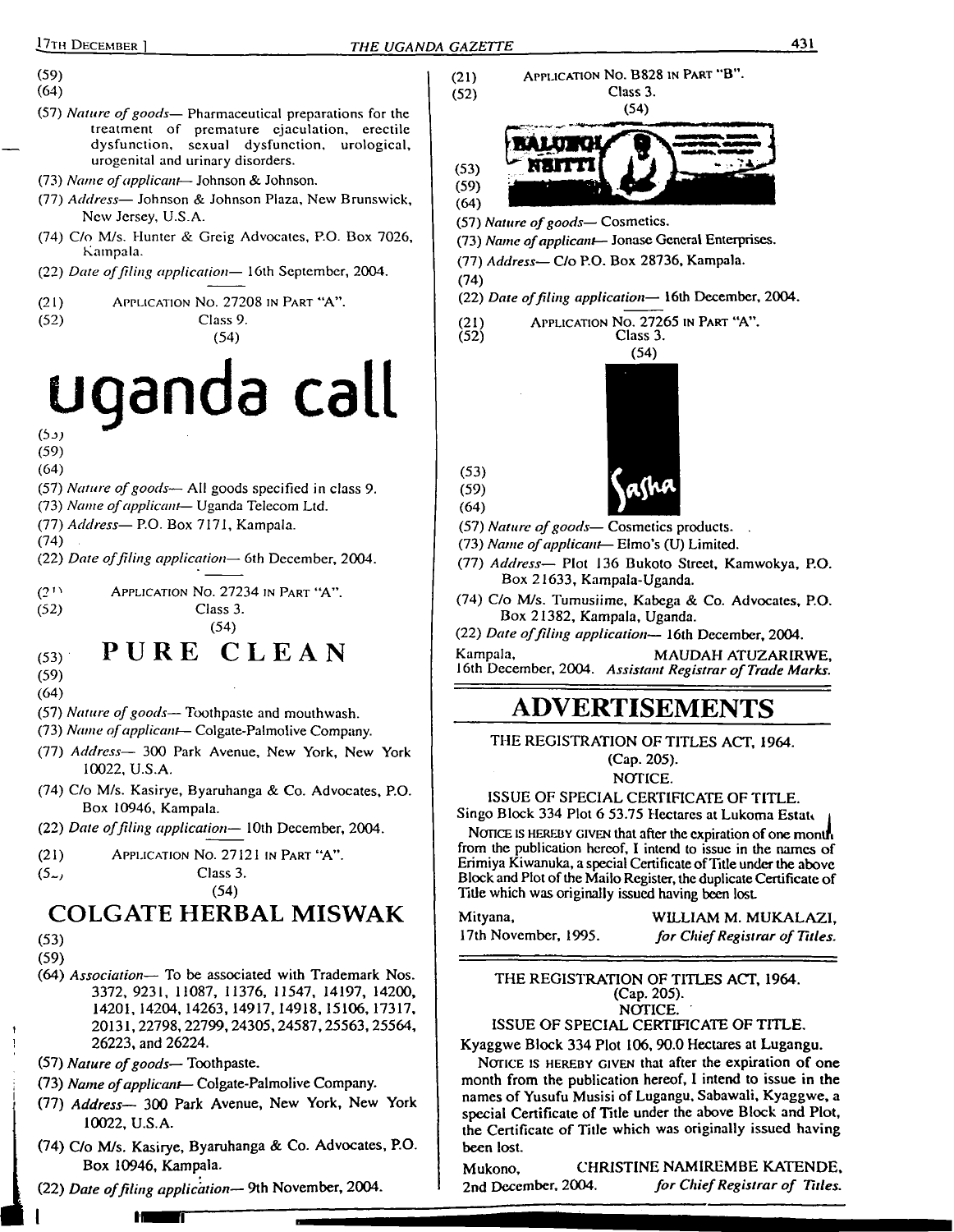(59)

(64)

(57) *Nature of goods*— Pharmaceutical preparations for the treatment of premature ejaculation, erectile dysfunction, sexual dysfunction, urological, urogenital and urinary disorders.

(73) *Name of applicant*— Johnson & Johnson.

(77) *Address*— Johnson & Johnson Plaza, New Brunswick, New Jersey, U.S.A.

(74) C/o M/s. Hunter & Greig Advocates, P.O. Box 7026, Kampala.

(22) *Date of filing application*— 16th September, 2004.

---

(21) APPLICATION No. 27208 IN PART "A".

(52) Class 9.

(54)

# uganda call

(53)

(59)

(64)

(57) *Nature of goods*— All goods specified in class 9.

(73) *Name of applicant*— Uganda Telecom Ltd.

(77) *Address*— P.O. Box 7171, Kampala.

(74)

(22) *Date of filing application*— 6th December, 2004.

---

(21) APPLICATION No. 27234 IN PART "A".

(52) Class 3.

(54)

(53) **PURE CLEAN**

(59)

(64)

(57) *Nature of goods*— Toothpaste and mouthwash.

(73) *Name of applicant*— Colgate-Palmolive Company.

(77) *Address*— 300 Park Avenue, New York, New York 10022, U.S.A.

(74) C/o M/s. Kasirye, Byaruhanga & Co. Advocates, P.O. Box 10946, Kampala.

(22) *Date of filing application*— 10th December, 2004.

---

(21) APPLICATION No. 27121 IN PART "A".

(52) Class 3.

(54)

## COLGATE HERBAL MISWAK

(53)

(59)

(64) *Association*— To be associated with Trademark Nos. 3372, 9231, 11087, 11376, 11547, 14197, 14200, 14201, 14204, 14263, 14917, 14918, 15106, 17317, 20131, 22798, 22799, 24305, 24587, 25563, 25564, 26223, and 26224.

(57) *Nature of goods*— Toothpaste.

(73) *Name of applicant*— Colgate-Palmolive Company.

(77) *Address*— 300 Park Avenue, New York, New York 10022, U.S.A.

(74) C/o M/s. Kasirye, Byaruhanga & Co. Advocates, P.O. Box 10946, Kampala.

(22) *Date of filing application*— 9th November, 2004.

---

(21) APPLICATION No. B828 IN PART "B".

(52) Class 3.

(54)

(53)

(59)

(64)

(57) *Nature of goods*— Cosmetics.

(73) *Name of applicant*— Jonase General Enterprises.

(77) *Address*— C/o P.O. Box 28736, Kampala.

(74)

(22) *Date of filing application*— 16th December, 2004.

---

(21) APPLICATION No. 27265 IN PART "A".

(52) Class 3.

(54)

(53)

(59)

(64)

(57) *Nature of goods*— Cosmetics products.

(73) *Name of applicant*— Elmo's (U) Limited.

(77) *Address*— Plot 136 Bukoto Street, Kamwokya, P.O. Box 21633, Kampala-Uganda.

(74) C/o M/s. Tumusiime, Kabega & Co. Advocates, P.O. Box 21382, Kampala, Uganda.

(22) *Date of filing application*— 16th December, 2004.

Kampala,
16th December, 2004.

MAUDAH ATUZARIRWE,
*Assistant Registrar of Trade Marks.*

# ADVERTISEMENTS

THE REGISTRATION OF TITLES ACT, 1964.
(Cap. 205).
NOTICE.

ISSUE OF SPECIAL CERTIFICATE OF TITLE.

Singo Block 334 Plot 6 53.75 Hectares at Lukoma Estate

NOTICE IS HEREBY GIVEN that after the expiration of one month from the publication hereof, I intend to issue in the names of Erimiya Kiwanuka, a special Certificate of Title under the above Block and Plot of the Mailo Register, the duplicate Certificate of Title which was originally issued having been lost.

Mityana,
17th November, 1995.

WILLIAM M. MUKALAZI,
*for Chief Registrar of Titles.*

---

THE REGISTRATION OF TITLES ACT, 1964.
(Cap. 205).
NOTICE.

ISSUE OF SPECIAL CERTIFICATE OF TITLE.

Kyaggwe Block 334 Plot 106, 90.0 Hectares at Lugangu.

NOTICE IS HEREBY GIVEN that after the expiration of one month from the publication hereof, I intend to issue in the names of Yusufu Musisi of Lugangu, Sabawali, Kyaggwe, a special Certificate of Title under the above Block and Plot, the Certificate of Title which was originally issued having been lost.

Mukono,
2nd December, 2004.

CHRISTINE NAMIREMBE KATENDE,
*for Chief Registrar of Titles.*